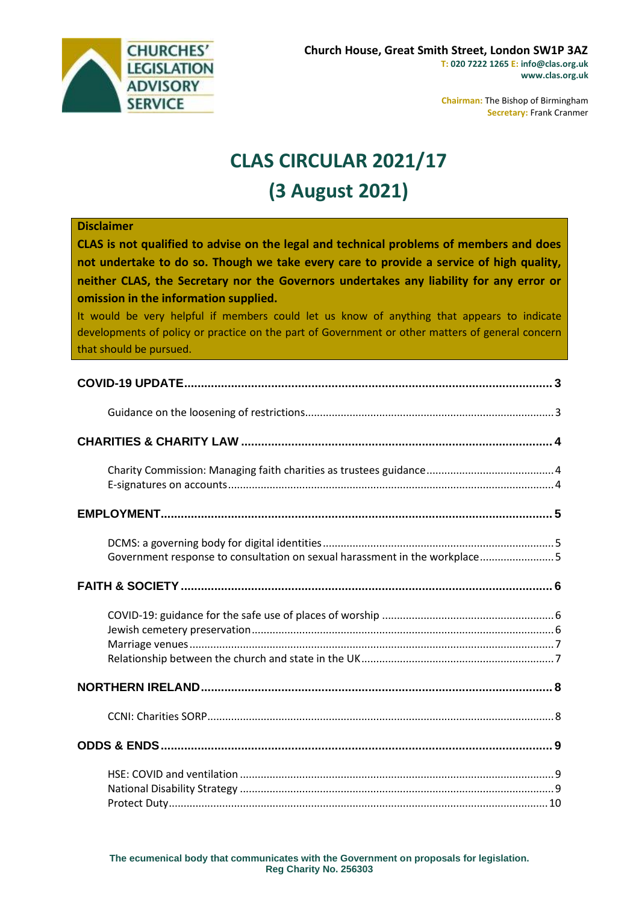CHURCHES' LEGISLATION ADVISORY SERVICE

**Church House, Great Smith Street, London SW1P 3AZ**
**T: 020 7222 1265 E: info@clas.org.uk**
**www.clas.org.uk**

**Chairman:** The Bishop of Birmingham
**Secretary:** Frank Cranmer

# CLAS CIRCULAR 2021/17
# (3 August 2021)

**Disclaimer**

**CLAS is not qualified to advise on the legal and technical problems of members and does not undertake to do so. Though we take every care to provide a service of high quality, neither CLAS, the Secretary nor the Governors undertakes any liability for any error or omission in the information supplied.**

It would be very helpful if members could let us know of anything that appears to indicate developments of policy or practice on the part of Government or other matters of general concern that should be pursued.

**COVID-19 UPDATE** .......... 3

- Guidance on the loosening of restrictions .......... 3

**CHARITIES & CHARITY LAW** .......... 4

- Charity Commission: Managing faith charities as trustees guidance .......... 4
- E-signatures on accounts .......... 4

**EMPLOYMENT** .......... 5

- DCMS: a governing body for digital identities .......... 5
- Government response to consultation on sexual harassment in the workplace .......... 5

**FAITH & SOCIETY** .......... 6

- COVID-19: guidance for the safe use of places of worship .......... 6
- Jewish cemetery preservation .......... 6
- Marriage venues .......... 7
- Relationship between the church and state in the UK .......... 7

**NORTHERN IRELAND** .......... 8

- CCNI: Charities SORP .......... 8

**ODDS & ENDS** .......... 9

- HSE: COVID and ventilation .......... 9
- National Disability Strategy .......... 9
- Protect Duty .......... 10

**The ecumenical body that communicates with the Government on proposals for legislation.**
**Reg Charity No. 256303**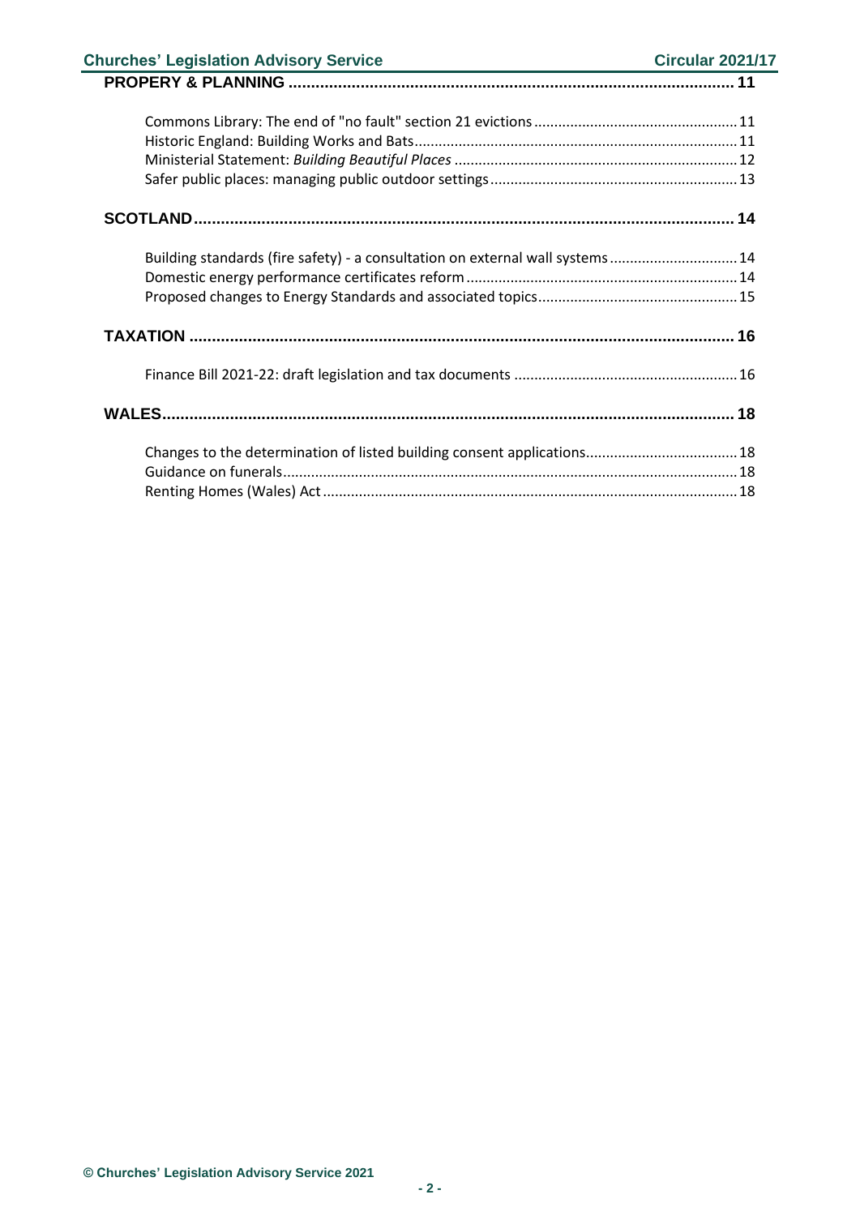**PROPERY & PLANNING** .......... 11

- Commons Library: The end of "no fault" section 21 evictions .......... 11
- Historic England: Building Works and Bats .......... 11
- Ministerial Statement: *Building Beautiful Places* .......... 12
- Safer public places: managing public outdoor settings .......... 13

**SCOTLAND** .......... 14

- Building standards (fire safety) - a consultation on external wall systems .......... 14
- Domestic energy performance certificates reform .......... 14
- Proposed changes to Energy Standards and associated topics .......... 15

**TAXATION** .......... 16

- Finance Bill 2021-22: draft legislation and tax documents .......... 16

**WALES** .......... 18

- Changes to the determination of listed building consent applications .......... 18
- Guidance on funerals .......... 18
- Renting Homes (Wales) Act .......... 18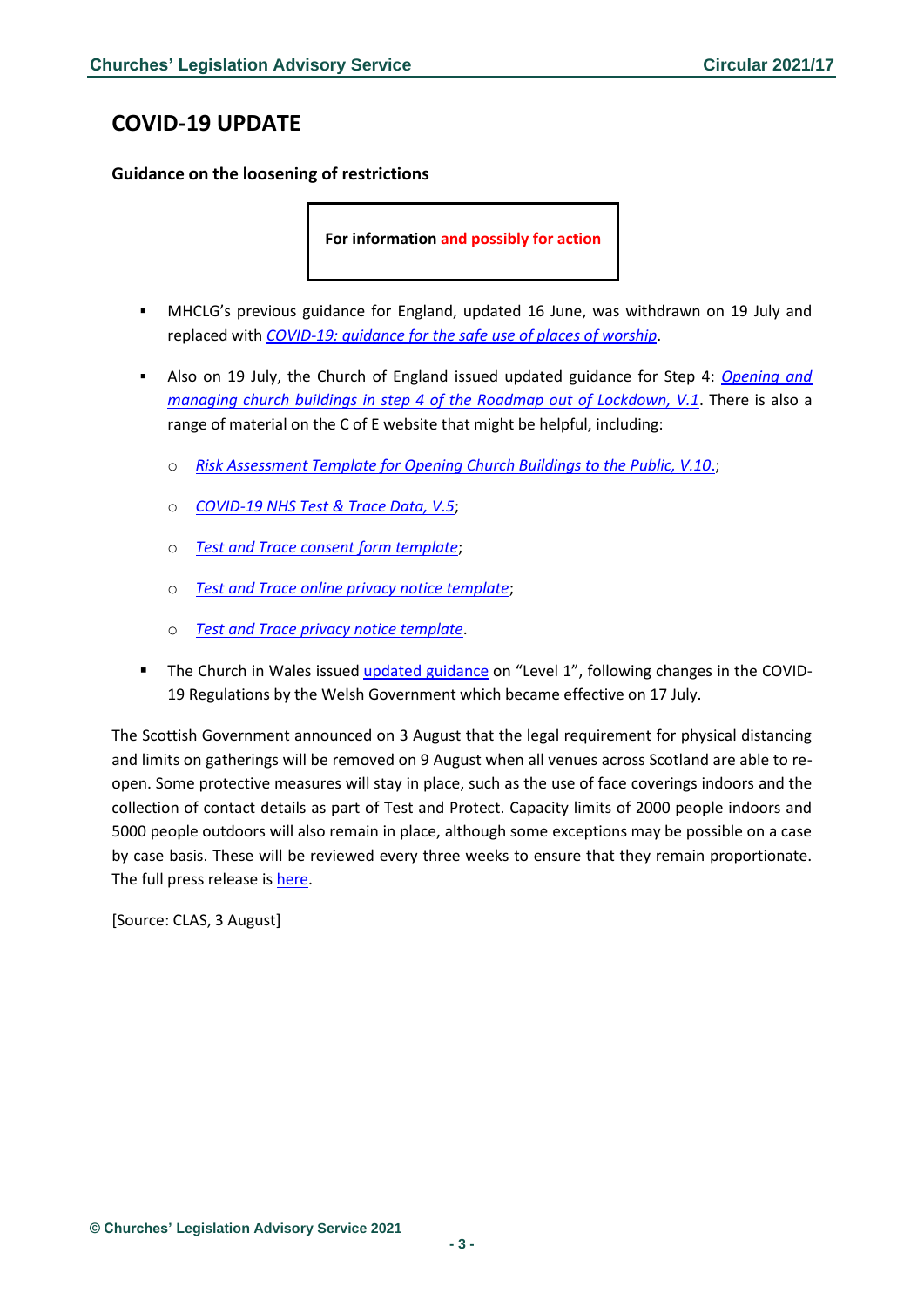## COVID-19 UPDATE

### Guidance on the loosening of restrictions

**For information and possibly for action**

- MHCLG's previous guidance for England, updated 16 June, was withdrawn on 19 July and replaced with *COVID-19: guidance for the safe use of places of worship*.
- Also on 19 July, the Church of England issued updated guidance for Step 4: *Opening and managing church buildings in step 4 of the Roadmap out of Lockdown, V.1*. There is also a range of material on the C of E website that might be helpful, including:
  - *Risk Assessment Template for Opening Church Buildings to the Public, V.10.*;
  - *COVID-19 NHS Test & Trace Data, V.5*;
  - *Test and Trace consent form template*;
  - *Test and Trace online privacy notice template*;
  - *Test and Trace privacy notice template*.
- The Church in Wales issued updated guidance on "Level 1", following changes in the COVID-19 Regulations by the Welsh Government which became effective on 17 July.

The Scottish Government announced on 3 August that the legal requirement for physical distancing and limits on gatherings will be removed on 9 August when all venues across Scotland are able to re-open. Some protective measures will stay in place, such as the use of face coverings indoors and the collection of contact details as part of Test and Protect. Capacity limits of 2000 people indoors and 5000 people outdoors will also remain in place, although some exceptions may be possible on a case by case basis. These will be reviewed every three weeks to ensure that they remain proportionate. The full press release is here.

[Source: CLAS, 3 August]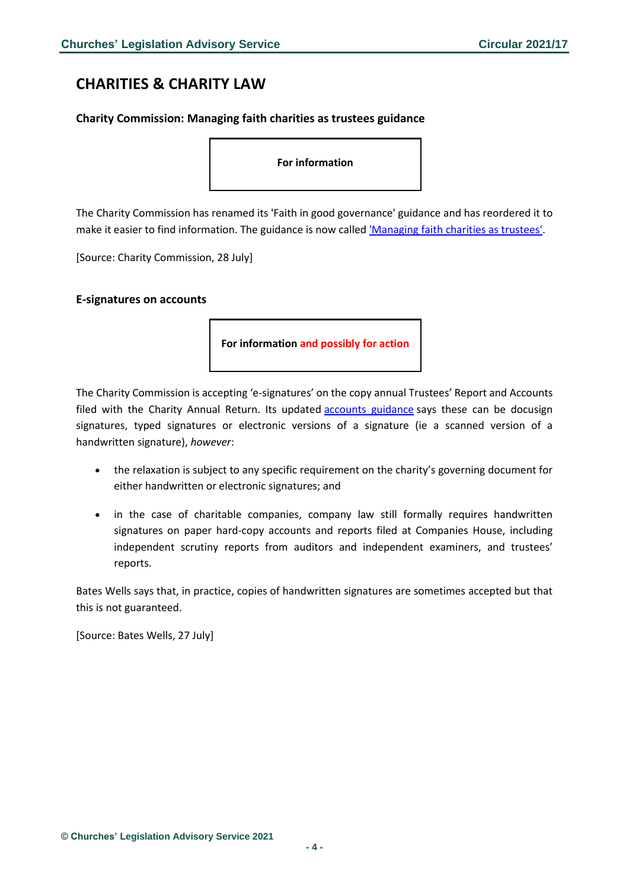## CHARITIES & CHARITY LAW

### Charity Commission: Managing faith charities as trustees guidance

**For information**

The Charity Commission has renamed its 'Faith in good governance' guidance and has reordered it to make it easier to find information. The guidance is now called 'Managing faith charities as trustees'.

[Source: Charity Commission, 28 July]

### E-signatures on accounts

**For information and possibly for action**

The Charity Commission is accepting 'e-signatures' on the copy annual Trustees' Report and Accounts filed with the Charity Annual Return. Its updated accounts guidance says these can be docusign signatures, typed signatures or electronic versions of a signature (ie a scanned version of a handwritten signature), *however*:

- the relaxation is subject to any specific requirement on the charity's governing document for either handwritten or electronic signatures; and
- in the case of charitable companies, company law still formally requires handwritten signatures on paper hard-copy accounts and reports filed at Companies House, including independent scrutiny reports from auditors and independent examiners, and trustees' reports.

Bates Wells says that, in practice, copies of handwritten signatures are sometimes accepted but that this is not guaranteed.

[Source: Bates Wells, 27 July]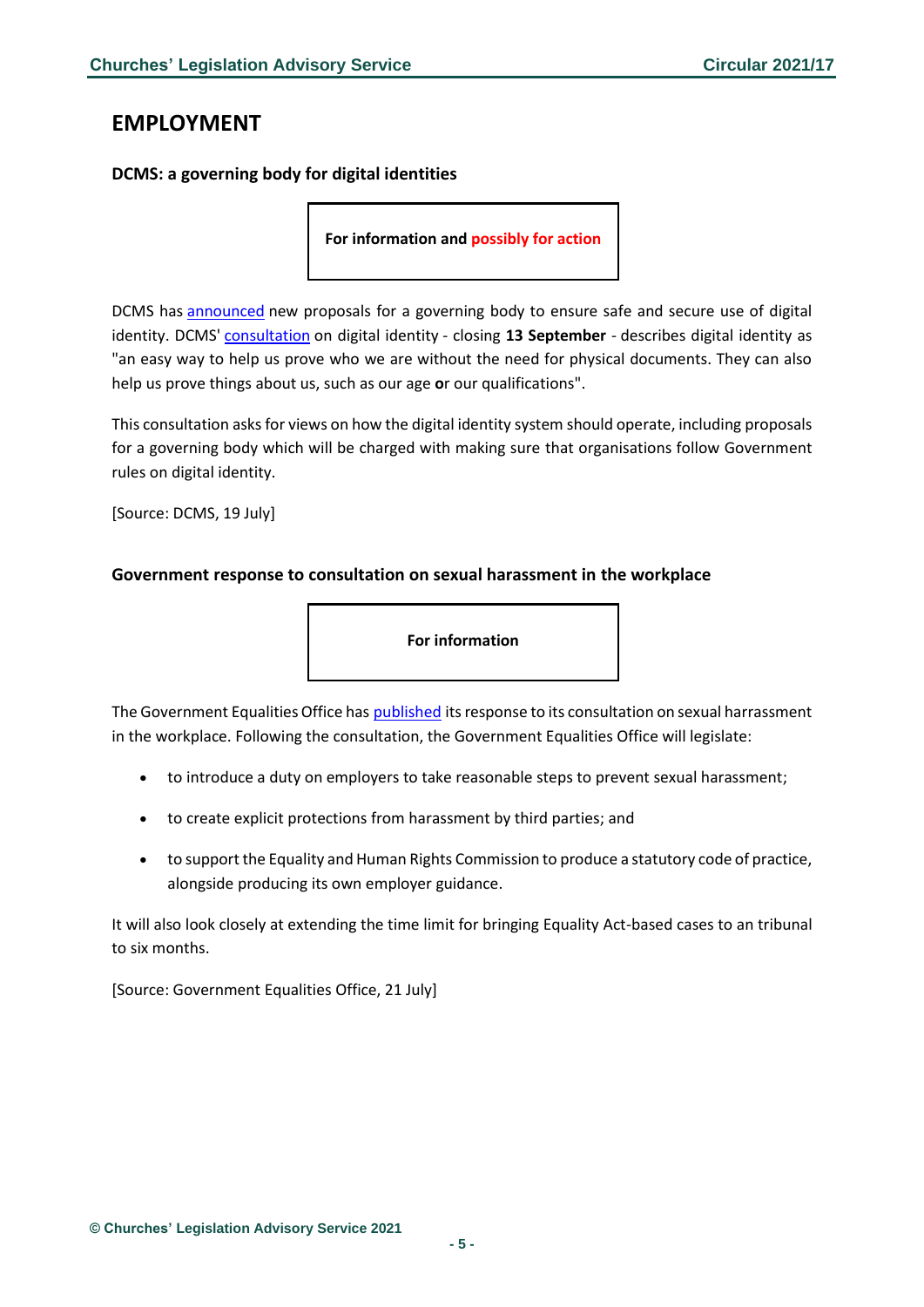# EMPLOYMENT

### DCMS: a governing body for digital identities

**For information and possibly for action**

DCMS has announced new proposals for a governing body to ensure safe and secure use of digital identity. DCMS' consultation on digital identity - closing **13 September** - describes digital identity as "an easy way to help us prove who we are without the need for physical documents. They can also help us prove things about us, such as our age **o**r our qualifications".

This consultation asks for views on how the digital identity system should operate, including proposals for a governing body which will be charged with making sure that organisations follow Government rules on digital identity.

[Source: DCMS, 19 July]

### Government response to consultation on sexual harassment in the workplace

**For information**

The Government Equalities Office has published its response to its consultation on sexual harrassment in the workplace. Following the consultation, the Government Equalities Office will legislate:

- to introduce a duty on employers to take reasonable steps to prevent sexual harassment;
- to create explicit protections from harassment by third parties; and
- to support the Equality and Human Rights Commission to produce a statutory code of practice, alongside producing its own employer guidance.

It will also look closely at extending the time limit for bringing Equality Act-based cases to an tribunal to six months.

[Source: Government Equalities Office, 21 July]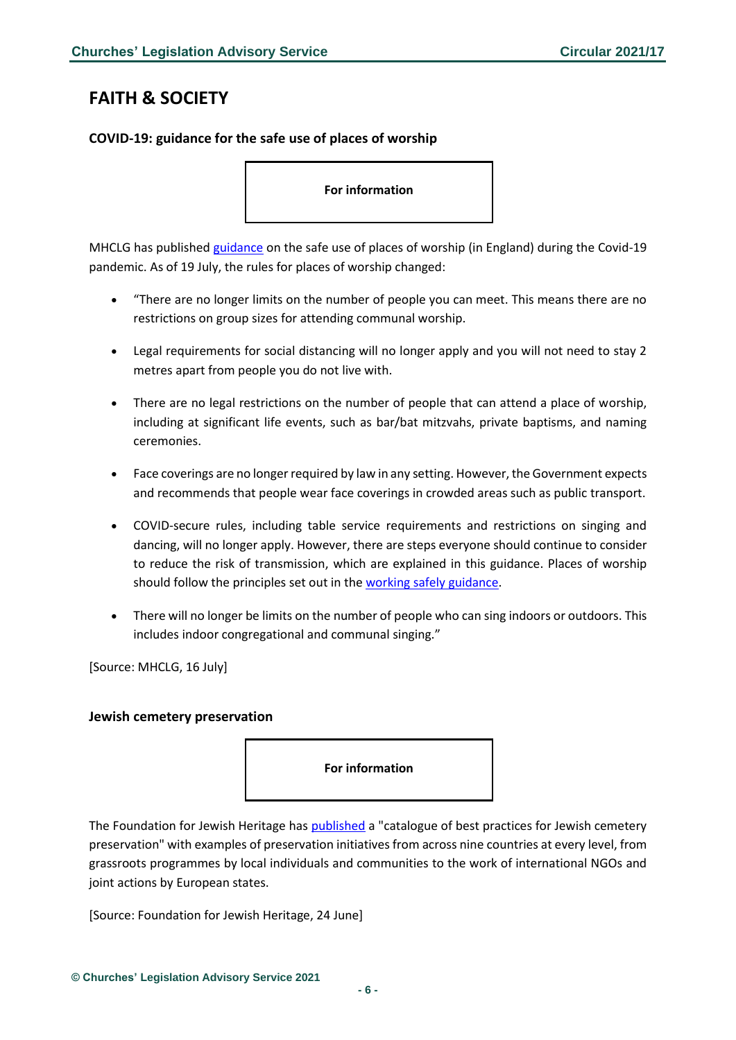# FAITH & SOCIETY

### COVID-19: guidance for the safe use of places of worship

**For information**

MHCLG has published guidance on the safe use of places of worship (in England) during the Covid-19 pandemic. As of 19 July, the rules for places of worship changed:

- "There are no longer limits on the number of people you can meet. This means there are no restrictions on group sizes for attending communal worship.
- Legal requirements for social distancing will no longer apply and you will not need to stay 2 metres apart from people you do not live with.
- There are no legal restrictions on the number of people that can attend a place of worship, including at significant life events, such as bar/bat mitzvahs, private baptisms, and naming ceremonies.
- Face coverings are no longer required by law in any setting. However, the Government expects and recommends that people wear face coverings in crowded areas such as public transport.
- COVID-secure rules, including table service requirements and restrictions on singing and dancing, will no longer apply. However, there are steps everyone should continue to consider to reduce the risk of transmission, which are explained in this guidance. Places of worship should follow the principles set out in the working safely guidance.
- There will no longer be limits on the number of people who can sing indoors or outdoors. This includes indoor congregational and communal singing."

[Source: MHCLG, 16 July]

### Jewish cemetery preservation

**For information**

The Foundation for Jewish Heritage has published a "catalogue of best practices for Jewish cemetery preservation" with examples of preservation initiatives from across nine countries at every level, from grassroots programmes by local individuals and communities to the work of international NGOs and joint actions by European states.

[Source: Foundation for Jewish Heritage, 24 June]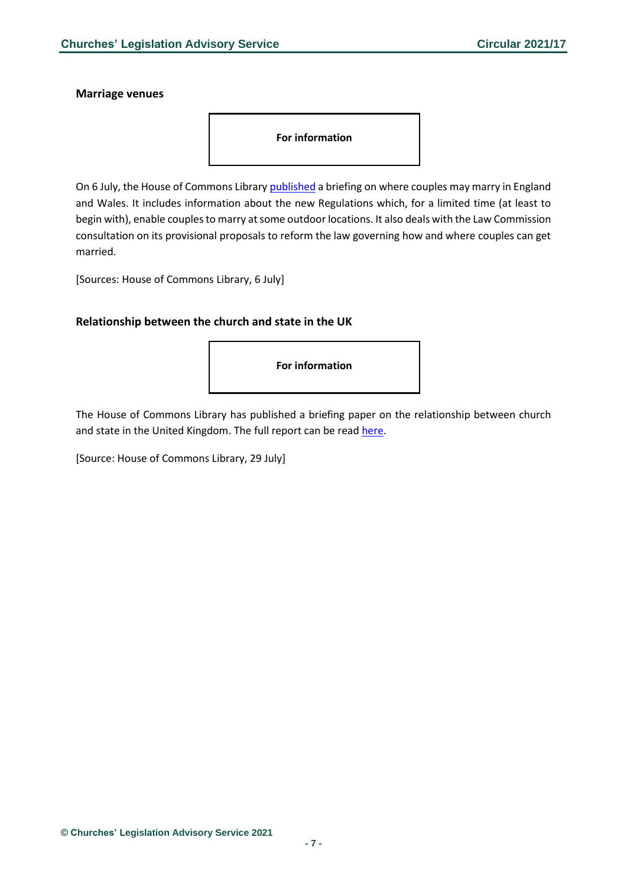### Marriage venues

**For information**

On 6 July, the House of Commons Library published a briefing on where couples may marry in England and Wales. It includes information about the new Regulations which, for a limited time (at least to begin with), enable couples to marry at some outdoor locations. It also deals with the Law Commission consultation on its provisional proposals to reform the law governing how and where couples can get married.

[Sources: House of Commons Library, 6 July]

### Relationship between the church and state in the UK

**For information**

The House of Commons Library has published a briefing paper on the relationship between church and state in the United Kingdom. The full report can be read here.

[Source: House of Commons Library, 29 July]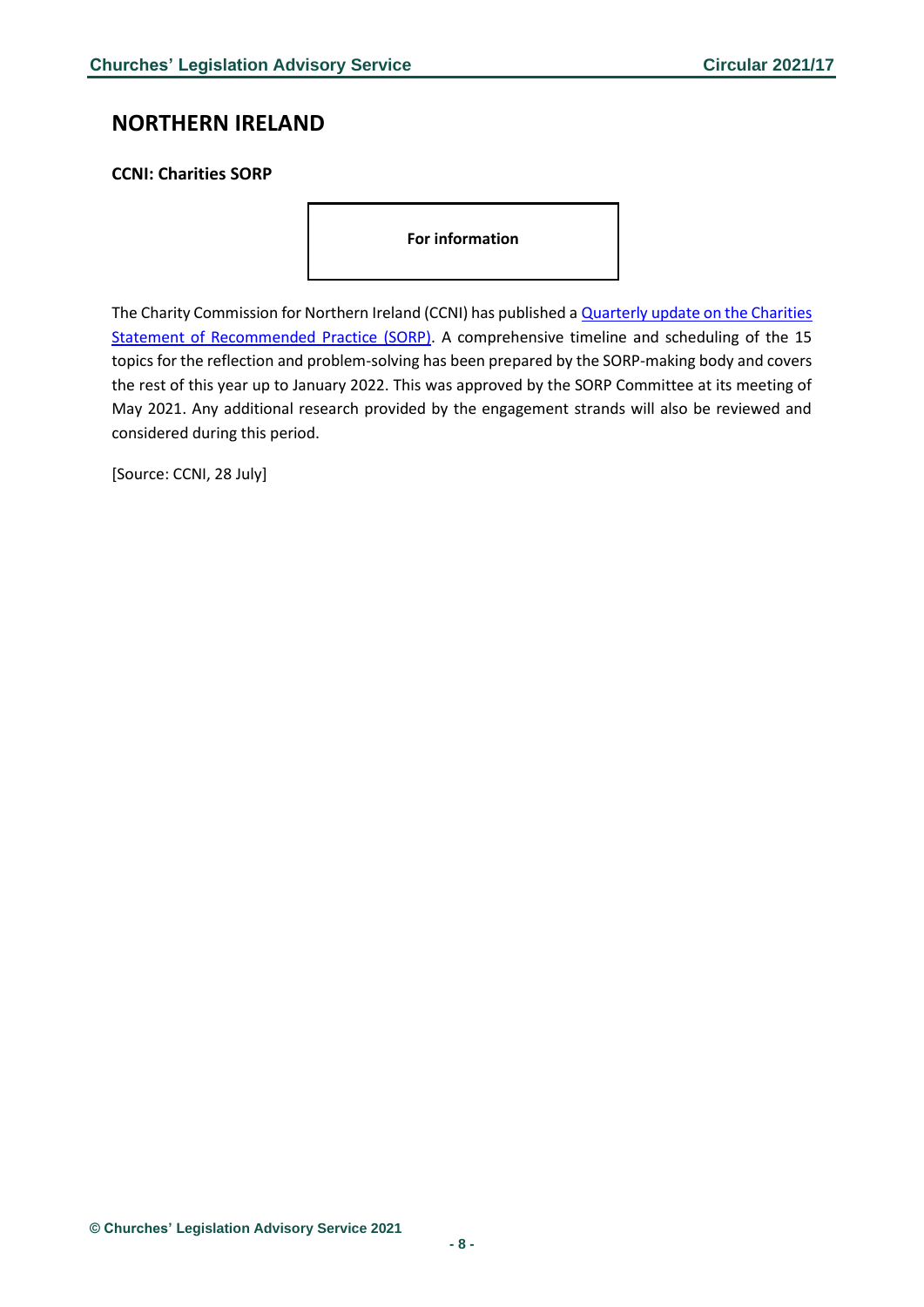## NORTHERN IRELAND

### CCNI: Charities SORP

**For information**

The Charity Commission for Northern Ireland (CCNI) has published a [Quarterly update on the Charities Statement of Recommended Practice (SORP)](). A comprehensive timeline and scheduling of the 15 topics for the reflection and problem-solving has been prepared by the SORP-making body and covers the rest of this year up to January 2022. This was approved by the SORP Committee at its meeting of May 2021. Any additional research provided by the engagement strands will also be reviewed and considered during this period.

[Source: CCNI, 28 July]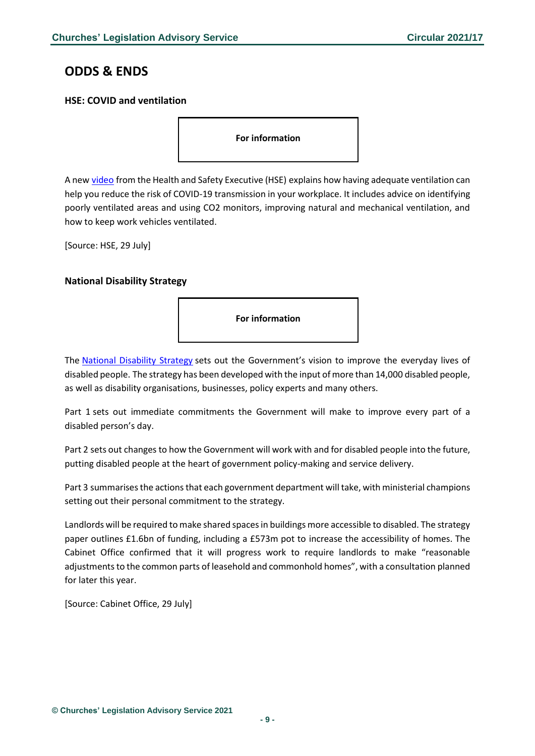# ODDS & ENDS

### HSE: COVID and ventilation

**For information**

A new video from the Health and Safety Executive (HSE) explains how having adequate ventilation can help you reduce the risk of COVID-19 transmission in your workplace. It includes advice on identifying poorly ventilated areas and using CO2 monitors, improving natural and mechanical ventilation, and how to keep work vehicles ventilated.

[Source: HSE, 29 July]

### National Disability Strategy

**For information**

The National Disability Strategy sets out the Government's vision to improve the everyday lives of disabled people. The strategy has been developed with the input of more than 14,000 disabled people, as well as disability organisations, businesses, policy experts and many others.

Part 1 sets out immediate commitments the Government will make to improve every part of a disabled person's day.

Part 2 sets out changes to how the Government will work with and for disabled people into the future, putting disabled people at the heart of government policy-making and service delivery.

Part 3 summarises the actions that each government department will take, with ministerial champions setting out their personal commitment to the strategy.

Landlords will be required to make shared spaces in buildings more accessible to disabled. The strategy paper outlines £1.6bn of funding, including a £573m pot to increase the accessibility of homes. The Cabinet Office confirmed that it will progress work to require landlords to make "reasonable adjustments to the common parts of leasehold and commonhold homes", with a consultation planned for later this year.

[Source: Cabinet Office, 29 July]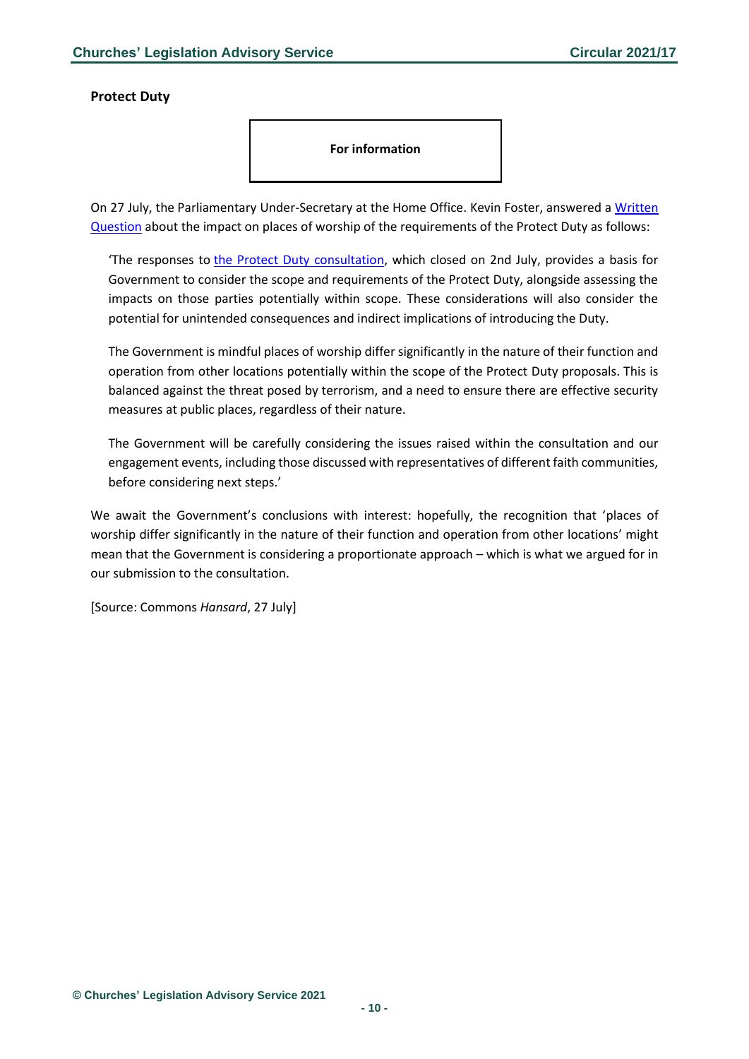**Protect Duty**

**For information**

On 27 July, the Parliamentary Under-Secretary at the Home Office. Kevin Foster, answered a Written Question about the impact on places of worship of the requirements of the Protect Duty as follows:

> 'The responses to the Protect Duty consultation, which closed on 2nd July, provides a basis for Government to consider the scope and requirements of the Protect Duty, alongside assessing the impacts on those parties potentially within scope. These considerations will also consider the potential for unintended consequences and indirect implications of introducing the Duty.
>
> The Government is mindful places of worship differ significantly in the nature of their function and operation from other locations potentially within the scope of the Protect Duty proposals. This is balanced against the threat posed by terrorism, and a need to ensure there are effective security measures at public places, regardless of their nature.
>
> The Government will be carefully considering the issues raised within the consultation and our engagement events, including those discussed with representatives of different faith communities, before considering next steps.'

We await the Government's conclusions with interest: hopefully, the recognition that 'places of worship differ significantly in the nature of their function and operation from other locations' might mean that the Government is considering a proportionate approach – which is what we argued for in our submission to the consultation.

[Source: Commons *Hansard*, 27 July]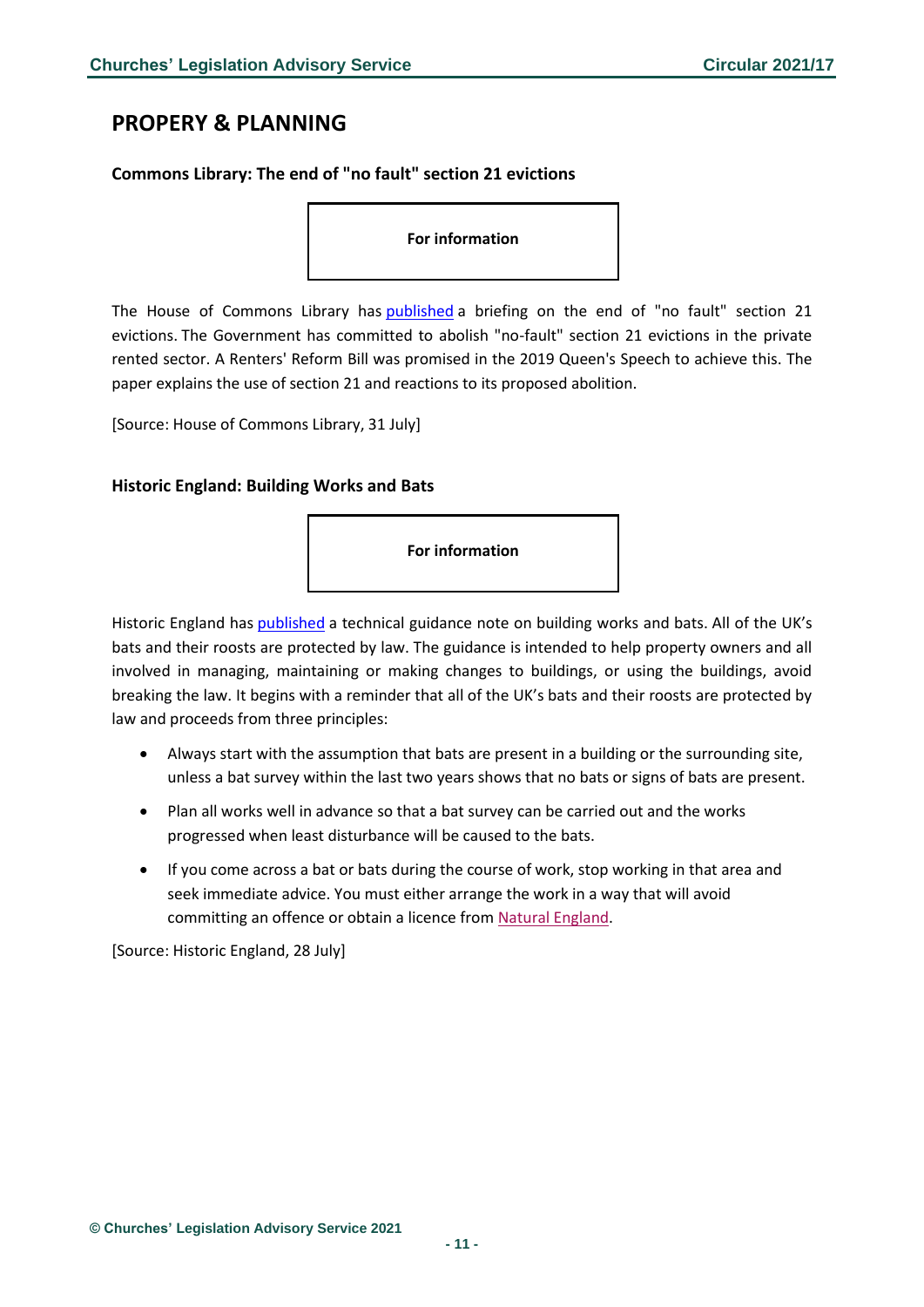## PROPERY & PLANNING

### Commons Library: The end of "no fault" section 21 evictions

**For information**

The House of Commons Library has published a briefing on the end of "no fault" section 21 evictions. The Government has committed to abolish "no-fault" section 21 evictions in the private rented sector. A Renters' Reform Bill was promised in the 2019 Queen's Speech to achieve this. The paper explains the use of section 21 and reactions to its proposed abolition.

[Source: House of Commons Library, 31 July]

### Historic England: Building Works and Bats

**For information**

Historic England has published a technical guidance note on building works and bats. All of the UK's bats and their roosts are protected by law. The guidance is intended to help property owners and all involved in managing, maintaining or making changes to buildings, or using the buildings, avoid breaking the law. It begins with a reminder that all of the UK's bats and their roosts are protected by law and proceeds from three principles:

- Always start with the assumption that bats are present in a building or the surrounding site, unless a bat survey within the last two years shows that no bats or signs of bats are present.
- Plan all works well in advance so that a bat survey can be carried out and the works progressed when least disturbance will be caused to the bats.
- If you come across a bat or bats during the course of work, stop working in that area and seek immediate advice. You must either arrange the work in a way that will avoid committing an offence or obtain a licence from Natural England.

[Source: Historic England, 28 July]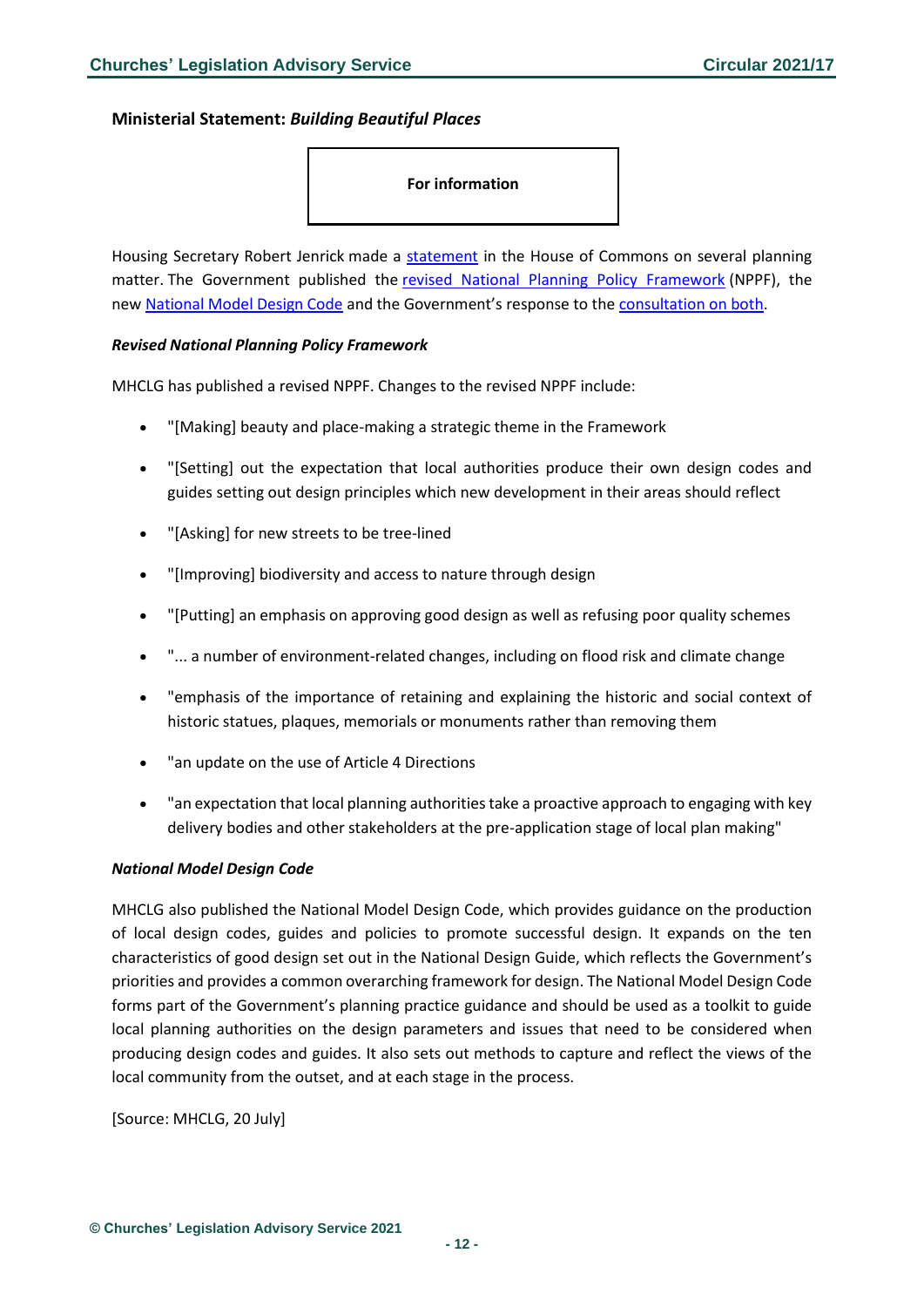## Ministerial Statement: *Building Beautiful Places*

**For information**

Housing Secretary Robert Jenrick made a statement in the House of Commons on several planning matter. The Government published the revised National Planning Policy Framework (NPPF), the new National Model Design Code and the Government's response to the consultation on both.

### *Revised National Planning Policy Framework*

MHCLG has published a revised NPPF. Changes to the revised NPPF include:

- "[Making] beauty and place-making a strategic theme in the Framework
- "[Setting] out the expectation that local authorities produce their own design codes and guides setting out design principles which new development in their areas should reflect
- "[Asking] for new streets to be tree-lined
- "[Improving] biodiversity and access to nature through design
- "[Putting] an emphasis on approving good design as well as refusing poor quality schemes
- "... a number of environment-related changes, including on flood risk and climate change
- "emphasis of the importance of retaining and explaining the historic and social context of historic statues, plaques, memorials or monuments rather than removing them
- "an update on the use of Article 4 Directions
- "an expectation that local planning authorities take a proactive approach to engaging with key delivery bodies and other stakeholders at the pre-application stage of local plan making"

### *National Model Design Code*

MHCLG also published the National Model Design Code, which provides guidance on the production of local design codes, guides and policies to promote successful design. It expands on the ten characteristics of good design set out in the National Design Guide, which reflects the Government's priorities and provides a common overarching framework for design. The National Model Design Code forms part of the Government's planning practice guidance and should be used as a toolkit to guide local planning authorities on the design parameters and issues that need to be considered when producing design codes and guides. It also sets out methods to capture and reflect the views of the local community from the outset, and at each stage in the process.

[Source: MHCLG, 20 July]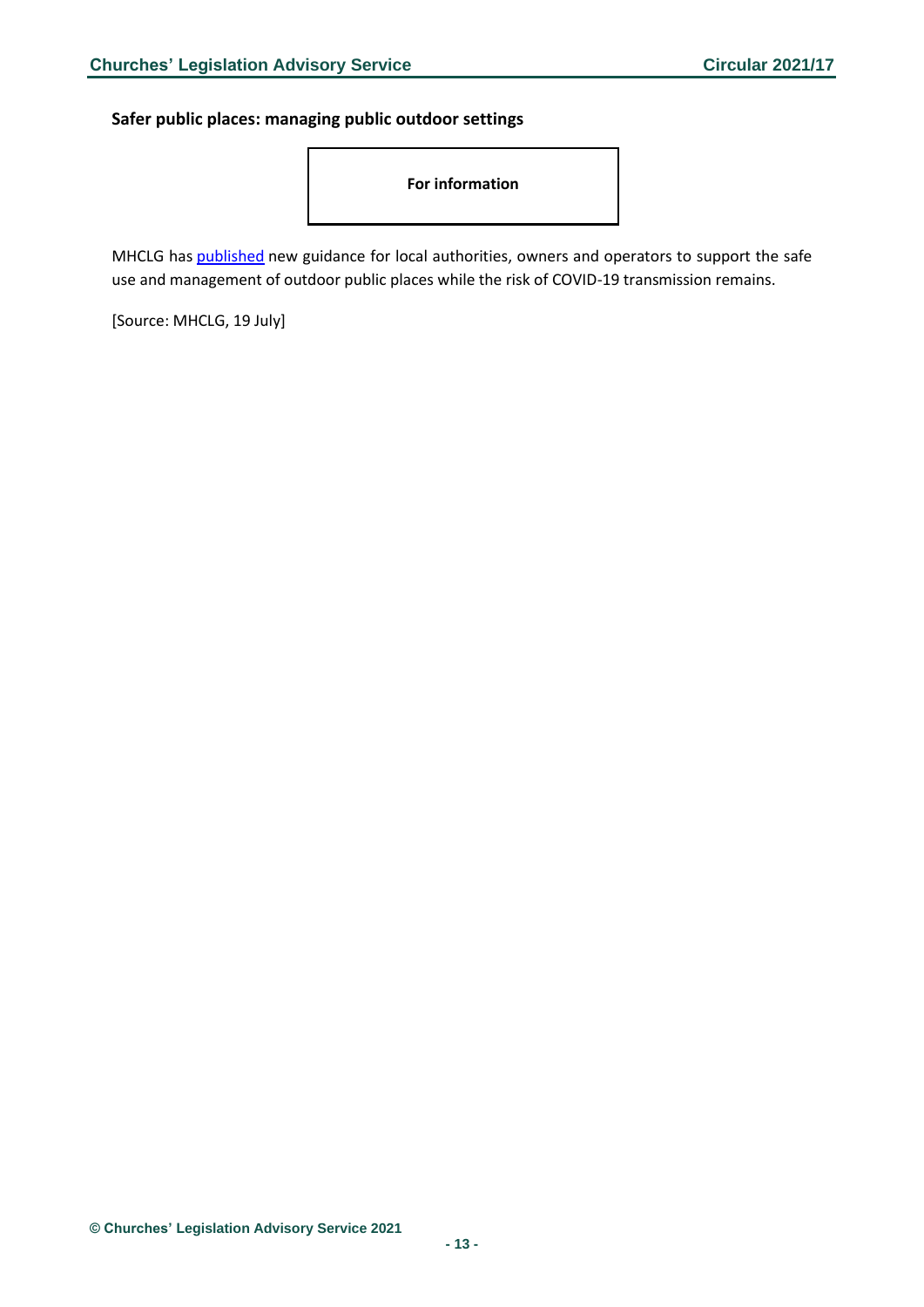### Safer public places: managing public outdoor settings

**For information**

MHCLG has published new guidance for local authorities, owners and operators to support the safe use and management of outdoor public places while the risk of COVID-19 transmission remains.

[Source: MHCLG, 19 July]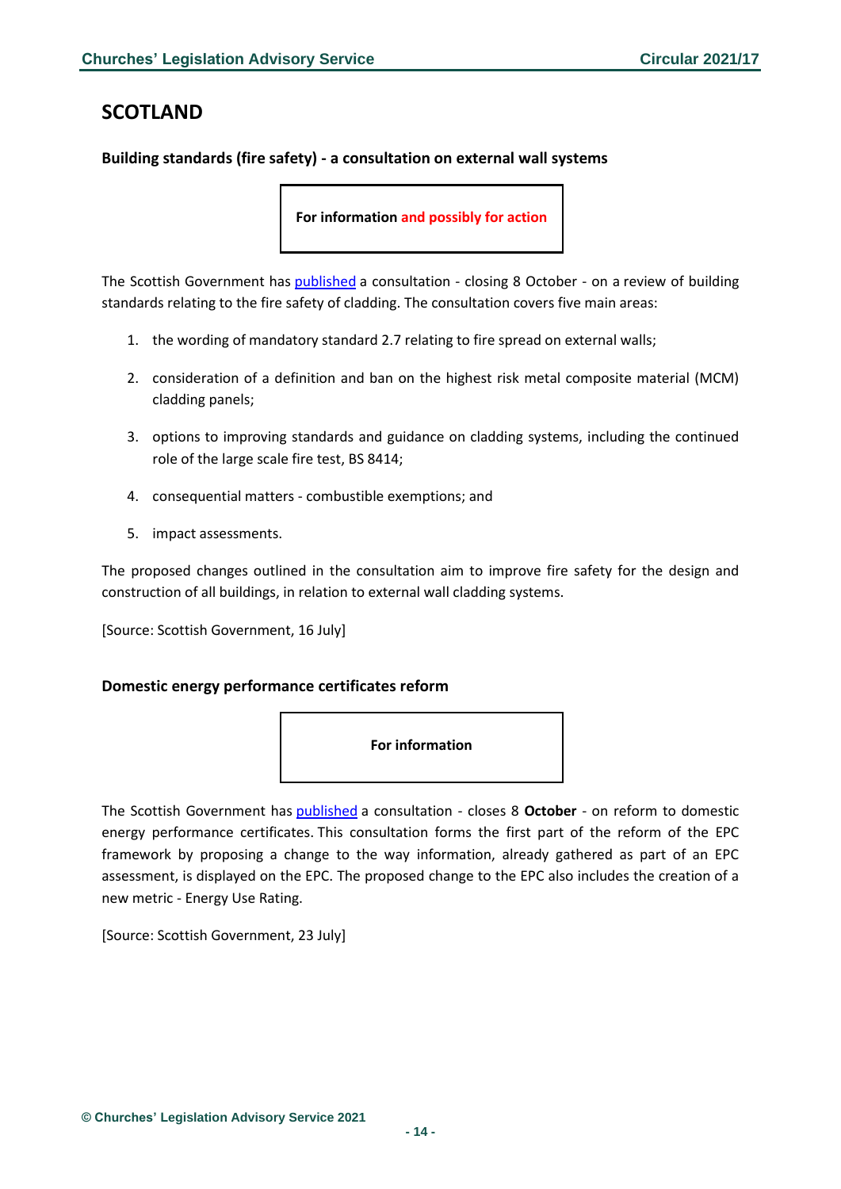## SCOTLAND

### Building standards (fire safety) - a consultation on external wall systems

**For information and possibly for action**

The Scottish Government has published a consultation - closing 8 October - on a review of building standards relating to the fire safety of cladding. The consultation covers five main areas:

1. the wording of mandatory standard 2.7 relating to fire spread on external walls;
2. consideration of a definition and ban on the highest risk metal composite material (MCM) cladding panels;
3. options to improving standards and guidance on cladding systems, including the continued role of the large scale fire test, BS 8414;
4. consequential matters - combustible exemptions; and
5. impact assessments.

The proposed changes outlined in the consultation aim to improve fire safety for the design and construction of all buildings, in relation to external wall cladding systems.

[Source: Scottish Government, 16 July]

### Domestic energy performance certificates reform

**For information**

The Scottish Government has published a consultation - closes 8 **October** - on reform to domestic energy performance certificates. This consultation forms the first part of the reform of the EPC framework by proposing a change to the way information, already gathered as part of an EPC assessment, is displayed on the EPC. The proposed change to the EPC also includes the creation of a new metric - Energy Use Rating.

[Source: Scottish Government, 23 July]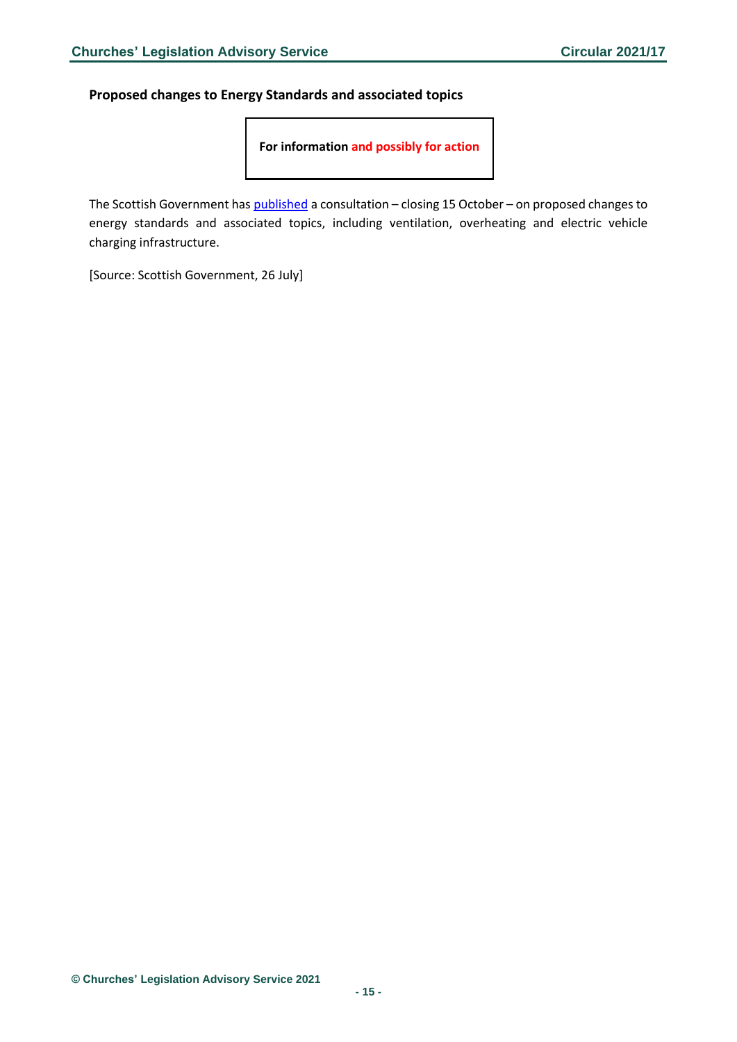**Proposed changes to Energy Standards and associated topics**

**For information and possibly for action**

The Scottish Government has published a consultation – closing 15 October – on proposed changes to energy standards and associated topics, including ventilation, overheating and electric vehicle charging infrastructure.

[Source: Scottish Government, 26 July]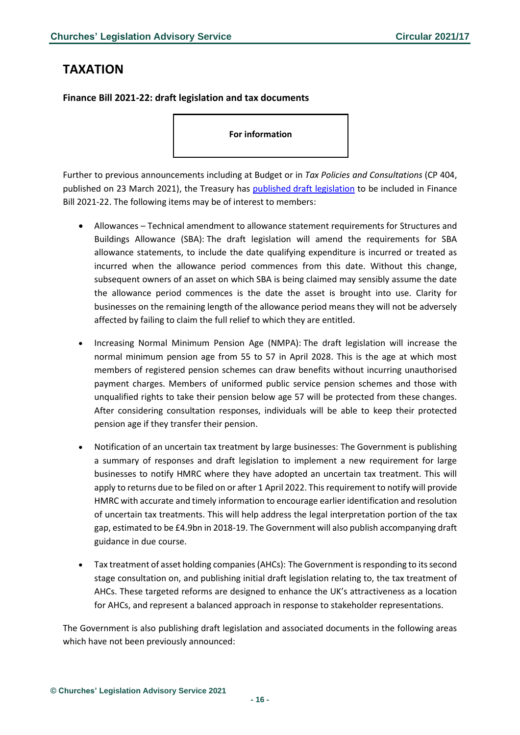# TAXATION

### Finance Bill 2021-22: draft legislation and tax documents

**For information**

Further to previous announcements including at Budget or in *Tax Policies and Consultations* (CP 404, published on 23 March 2021), the Treasury has [published draft legislation](#) to be included in Finance Bill 2021-22. The following items may be of interest to members:

- Allowances – Technical amendment to allowance statement requirements for Structures and Buildings Allowance (SBA): The draft legislation will amend the requirements for SBA allowance statements, to include the date qualifying expenditure is incurred or treated as incurred when the allowance period commences from this date. Without this change, subsequent owners of an asset on which SBA is being claimed may sensibly assume the date the allowance period commences is the date the asset is brought into use. Clarity for businesses on the remaining length of the allowance period means they will not be adversely affected by failing to claim the full relief to which they are entitled.

- Increasing Normal Minimum Pension Age (NMPA): The draft legislation will increase the normal minimum pension age from 55 to 57 in April 2028. This is the age at which most members of registered pension schemes can draw benefits without incurring unauthorised payment charges. Members of uniformed public service pension schemes and those with unqualified rights to take their pension below age 57 will be protected from these changes. After considering consultation responses, individuals will be able to keep their protected pension age if they transfer their pension.

- Notification of an uncertain tax treatment by large businesses: The Government is publishing a summary of responses and draft legislation to implement a new requirement for large businesses to notify HMRC where they have adopted an uncertain tax treatment. This will apply to returns due to be filed on or after 1 April 2022. This requirement to notify will provide HMRC with accurate and timely information to encourage earlier identification and resolution of uncertain tax treatments. This will help address the legal interpretation portion of the tax gap, estimated to be £4.9bn in 2018-19. The Government will also publish accompanying draft guidance in due course.

- Tax treatment of asset holding companies (AHCs): The Government is responding to its second stage consultation on, and publishing initial draft legislation relating to, the tax treatment of AHCs. These targeted reforms are designed to enhance the UK's attractiveness as a location for AHCs, and represent a balanced approach in response to stakeholder representations.

The Government is also publishing draft legislation and associated documents in the following areas which have not been previously announced: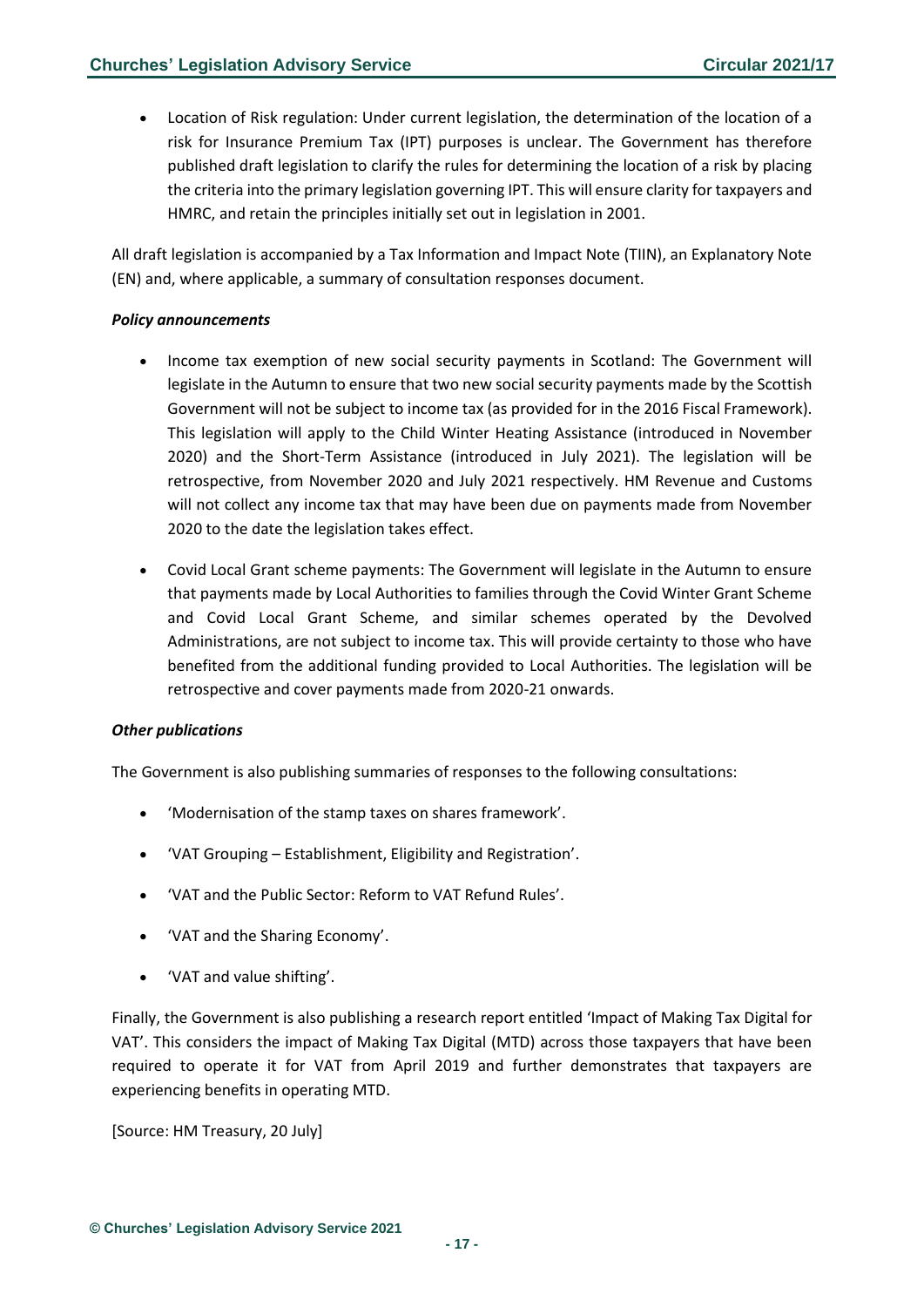- Location of Risk regulation: Under current legislation, the determination of the location of a risk for Insurance Premium Tax (IPT) purposes is unclear. The Government has therefore published draft legislation to clarify the rules for determining the location of a risk by placing the criteria into the primary legislation governing IPT. This will ensure clarity for taxpayers and HMRC, and retain the principles initially set out in legislation in 2001.

All draft legislation is accompanied by a Tax Information and Impact Note (TIIN), an Explanatory Note (EN) and, where applicable, a summary of consultation responses document.

***Policy announcements***

- Income tax exemption of new social security payments in Scotland: The Government will legislate in the Autumn to ensure that two new social security payments made by the Scottish Government will not be subject to income tax (as provided for in the 2016 Fiscal Framework). This legislation will apply to the Child Winter Heating Assistance (introduced in November 2020) and the Short-Term Assistance (introduced in July 2021). The legislation will be retrospective, from November 2020 and July 2021 respectively. HM Revenue and Customs will not collect any income tax that may have been due on payments made from November 2020 to the date the legislation takes effect.

- Covid Local Grant scheme payments: The Government will legislate in the Autumn to ensure that payments made by Local Authorities to families through the Covid Winter Grant Scheme and Covid Local Grant Scheme, and similar schemes operated by the Devolved Administrations, are not subject to income tax. This will provide certainty to those who have benefited from the additional funding provided to Local Authorities. The legislation will be retrospective and cover payments made from 2020-21 onwards.

***Other publications***

The Government is also publishing summaries of responses to the following consultations:

- 'Modernisation of the stamp taxes on shares framework'.
- 'VAT Grouping – Establishment, Eligibility and Registration'.
- 'VAT and the Public Sector: Reform to VAT Refund Rules'.
- 'VAT and the Sharing Economy'.
- 'VAT and value shifting'.

Finally, the Government is also publishing a research report entitled 'Impact of Making Tax Digital for VAT'. This considers the impact of Making Tax Digital (MTD) across those taxpayers that have been required to operate it for VAT from April 2019 and further demonstrates that taxpayers are experiencing benefits in operating MTD.

[Source: HM Treasury, 20 July]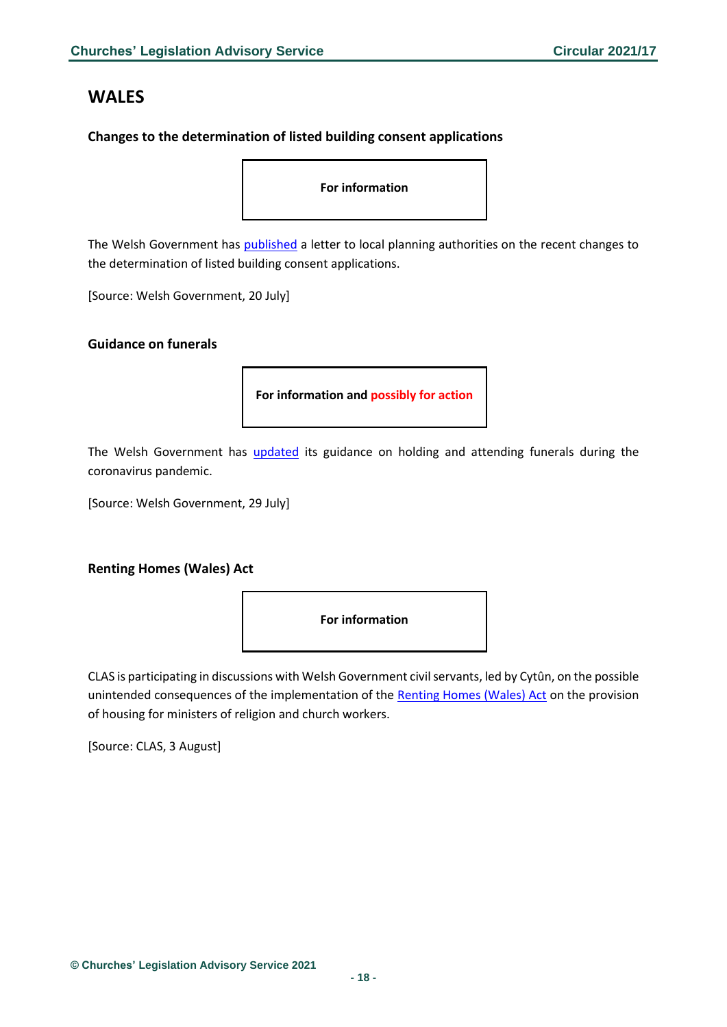# WALES

### Changes to the determination of listed building consent applications

**For information**

The Welsh Government has published a letter to local planning authorities on the recent changes to the determination of listed building consent applications.

[Source: Welsh Government, 20 July]

### Guidance on funerals

**For information and possibly for action**

The Welsh Government has updated its guidance on holding and attending funerals during the coronavirus pandemic.

[Source: Welsh Government, 29 July]

### Renting Homes (Wales) Act

**For information**

CLAS is participating in discussions with Welsh Government civil servants, led by Cytûn, on the possible unintended consequences of the implementation of the Renting Homes (Wales) Act on the provision of housing for ministers of religion and church workers.

[Source: CLAS, 3 August]

© Churches' Legislation Advisory Service 2021